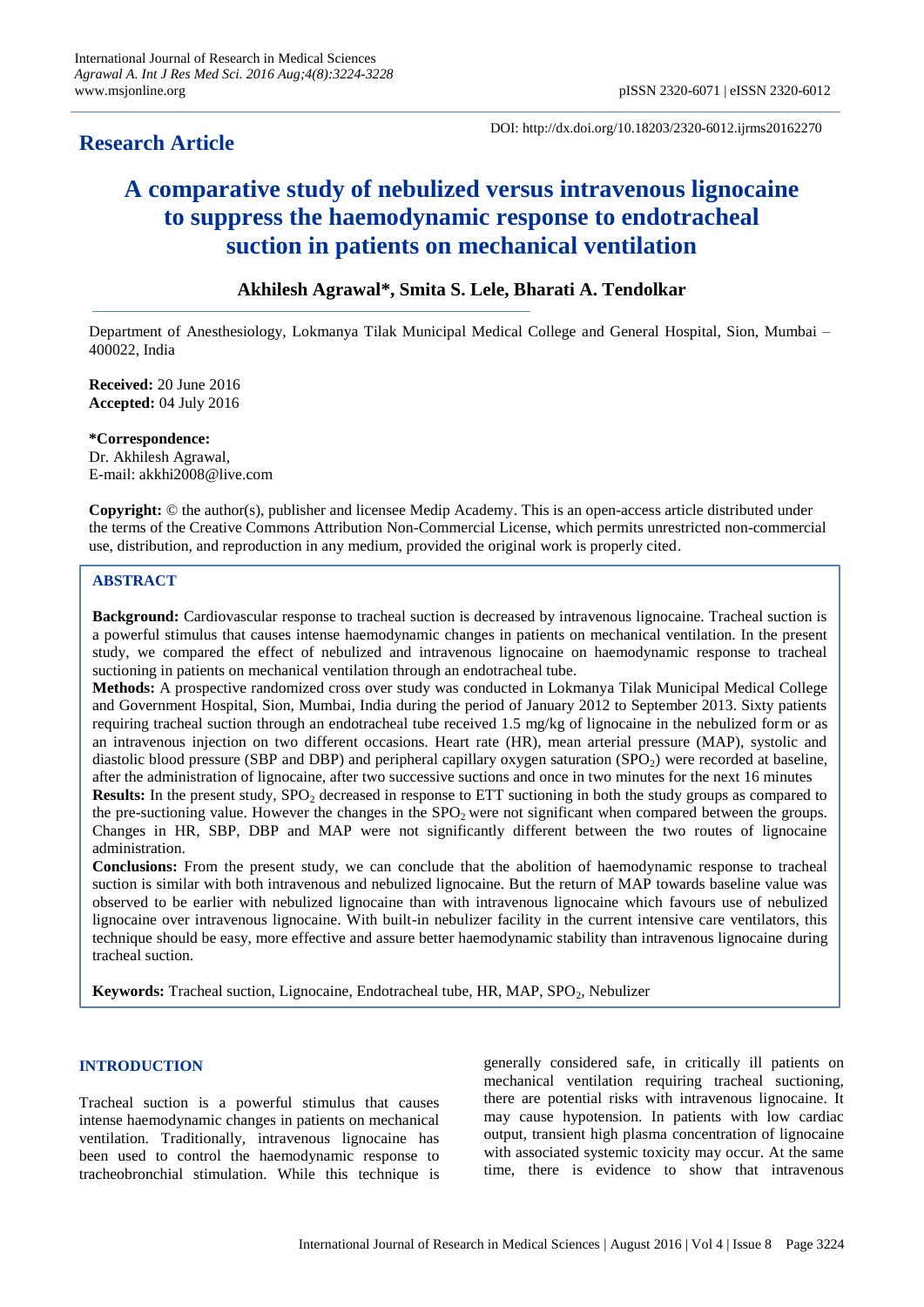**Research Article**

DOI: http://dx.doi.org/10.18203/2320-6012.ijrms20162270

# A comparative study of nebulized versus intravenous lignocaine to suppress the haemodynamic response to endotracheal suction in patients on mechanical ventilation

**Akhilesh Agrawal*, Smita S. Lele, Bharati A. Tendolkar**

Department of Anesthesiology, Lokmanya Tilak Municipal Medical College and General Hospital, Sion, Mumbai – 400022, India

**Received:** 20 June 2016
**Accepted:** 04 July 2016

***Correspondence:**
Dr. Akhilesh Agrawal,
E-mail: akkhi2008@live.com

**Copyright:** © the author(s), publisher and licensee Medip Academy. This is an open-access article distributed under the terms of the Creative Commons Attribution Non-Commercial License, which permits unrestricted non-commercial use, distribution, and reproduction in any medium, provided the original work is properly cited.

## ABSTRACT

**Background:** Cardiovascular response to tracheal suction is decreased by intravenous lignocaine. Tracheal suction is a powerful stimulus that causes intense haemodynamic changes in patients on mechanical ventilation. In the present study, we compared the effect of nebulized and intravenous lignocaine on haemodynamic response to tracheal suctioning in patients on mechanical ventilation through an endotracheal tube.

**Methods:** A prospective randomized cross over study was conducted in Lokmanya Tilak Municipal Medical College and Government Hospital, Sion, Mumbai, India during the period of January 2012 to September 2013. Sixty patients requiring tracheal suction through an endotracheal tube received 1.5 mg/kg of lignocaine in the nebulized form or as an intravenous injection on two different occasions. Heart rate (HR), mean arterial pressure (MAP), systolic and diastolic blood pressure (SBP and DBP) and peripheral capillary oxygen saturation ($SPO_2$) were recorded at baseline, after the administration of lignocaine, after two successive suctions and once in two minutes for the next 16 minutes

**Results:** In the present study, $SPO_2$ decreased in response to ETT suctioning in both the study groups as compared to the pre-suctioning value. However the changes in the $SPO_2$ were not significant when compared between the groups. Changes in HR, SBP, DBP and MAP were not significantly different between the two routes of lignocaine administration.

**Conclusions:** From the present study, we can conclude that the abolition of haemodynamic response to tracheal suction is similar with both intravenous and nebulized lignocaine. But the return of MAP towards baseline value was observed to be earlier with nebulized lignocaine than with intravenous lignocaine which favours use of nebulized lignocaine over intravenous lignocaine. With built-in nebulizer facility in the current intensive care ventilators, this technique should be easy, more effective and assure better haemodynamic stability than intravenous lignocaine during tracheal suction.

**Keywords:** Tracheal suction, Lignocaine, Endotracheal tube, HR, MAP, $SPO_2$, Nebulizer

## INTRODUCTION

Tracheal suction is a powerful stimulus that causes intense haemodynamic changes in patients on mechanical ventilation. Traditionally, intravenous lignocaine has been used to control the haemodynamic response to tracheobronchial stimulation. While this technique is generally considered safe, in critically ill patients on mechanical ventilation requiring tracheal suctioning, there are potential risks with intravenous lignocaine. It may cause hypotension. In patients with low cardiac output, transient high plasma concentration of lignocaine with associated systemic toxicity may occur. At the same time, there is evidence to show that intravenous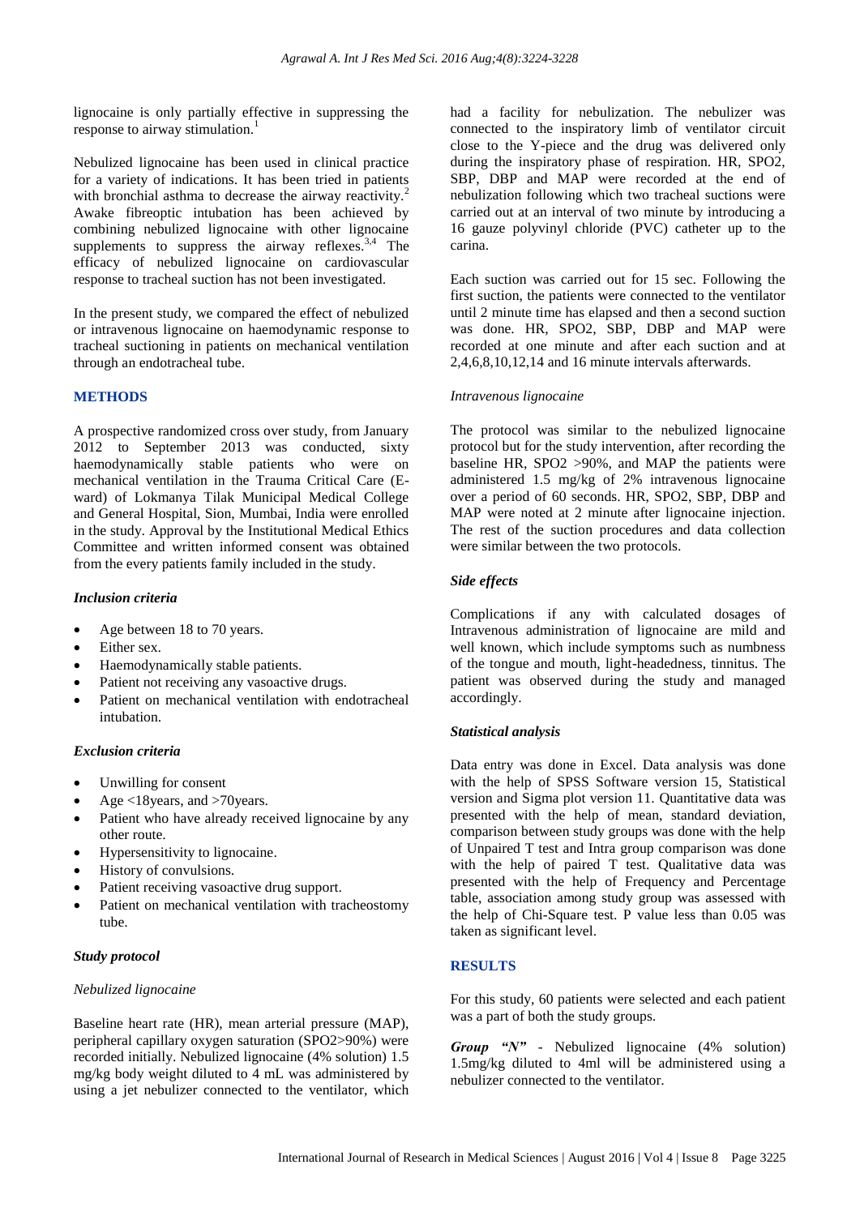lignocaine is only partially effective in suppressing the response to airway stimulation.[1]

Nebulized lignocaine has been used in clinical practice for a variety of indications. It has been tried in patients with bronchial asthma to decrease the airway reactivity.[2] Awake fibreoptic intubation has been achieved by combining nebulized lignocaine with other lignocaine supplements to suppress the airway reflexes.[3,4] The efficacy of nebulized lignocaine on cardiovascular response to tracheal suction has not been investigated.

In the present study, we compared the effect of nebulized or intravenous lignocaine on haemodynamic response to tracheal suctioning in patients on mechanical ventilation through an endotracheal tube.

## METHODS

A prospective randomized cross over study, from January 2012 to September 2013 was conducted, sixty haemodynamically stable patients who were on mechanical ventilation in the Trauma Critical Care (E-ward) of Lokmanya Tilak Municipal Medical College and General Hospital, Sion, Mumbai, India were enrolled in the study. Approval by the Institutional Medical Ethics Committee and written informed consent was obtained from the every patients family included in the study.

### *Inclusion criteria*

- Age between 18 to 70 years.
- Either sex.
- Haemodynamically stable patients.
- Patient not receiving any vasoactive drugs.
- Patient on mechanical ventilation with endotracheal intubation.

### *Exclusion criteria*

- Unwilling for consent
- Age <18years, and >70years.
- Patient who have already received lignocaine by any other route.
- Hypersensitivity to lignocaine.
- History of convulsions.
- Patient receiving vasoactive drug support.
- Patient on mechanical ventilation with tracheostomy tube.

### *Study protocol*

#### *Nebulized lignocaine*

Baseline heart rate (HR), mean arterial pressure (MAP), peripheral capillary oxygen saturation ($SPO_2$>90%) were recorded initially. Nebulized lignocaine (4% solution) 1.5 mg/kg body weight diluted to 4 mL was administered by using a jet nebulizer connected to the ventilator, which had a facility for nebulization. The nebulizer was connected to the inspiratory limb of ventilator circuit close to the Y-piece and the drug was delivered only during the inspiratory phase of respiration. HR, $SPO_2$, SBP, DBP and MAP were recorded at the end of nebulization following which two tracheal suctions were carried out at an interval of two minute by introducing a 16 gauze polyvinyl chloride (PVC) catheter up to the carina.

Each suction was carried out for 15 sec. Following the first suction, the patients were connected to the ventilator until 2 minute time has elapsed and then a second suction was done. HR, $SPO_2$, SBP, DBP and MAP were recorded at one minute and after each suction and at 2,4,6,8,10,12,14 and 16 minute intervals afterwards.

#### *Intravenous lignocaine*

The protocol was similar to the nebulized lignocaine protocol but for the study intervention, after recording the baseline HR, $SPO_2$ >90%, and MAP the patients were administered 1.5 mg/kg of 2% intravenous lignocaine over a period of 60 seconds. HR, $SPO_2$, SBP, DBP and MAP were noted at 2 minute after lignocaine injection. The rest of the suction procedures and data collection were similar between the two protocols.

### *Side effects*

Complications if any with calculated dosages of Intravenous administration of lignocaine are mild and well known, which include symptoms such as numbness of the tongue and mouth, light-headedness, tinnitus. The patient was observed during the study and managed accordingly.

### *Statistical analysis*

Data entry was done in Excel. Data analysis was done with the help of SPSS Software version 15, Statistical version and Sigma plot version 11. Quantitative data was presented with the help of mean, standard deviation, comparison between study groups was done with the help of Unpaired T test and Intra group comparison was done with the help of paired T test. Qualitative data was presented with the help of Frequency and Percentage table, association among study group was assessed with the help of Chi-Square test. P value less than 0.05 was taken as significant level.

## RESULTS

For this study, 60 patients were selected and each patient was a part of both the study groups.

***Group "N"*** - Nebulized lignocaine (4% solution) 1.5mg/kg diluted to 4ml will be administered using a nebulizer connected to the ventilator.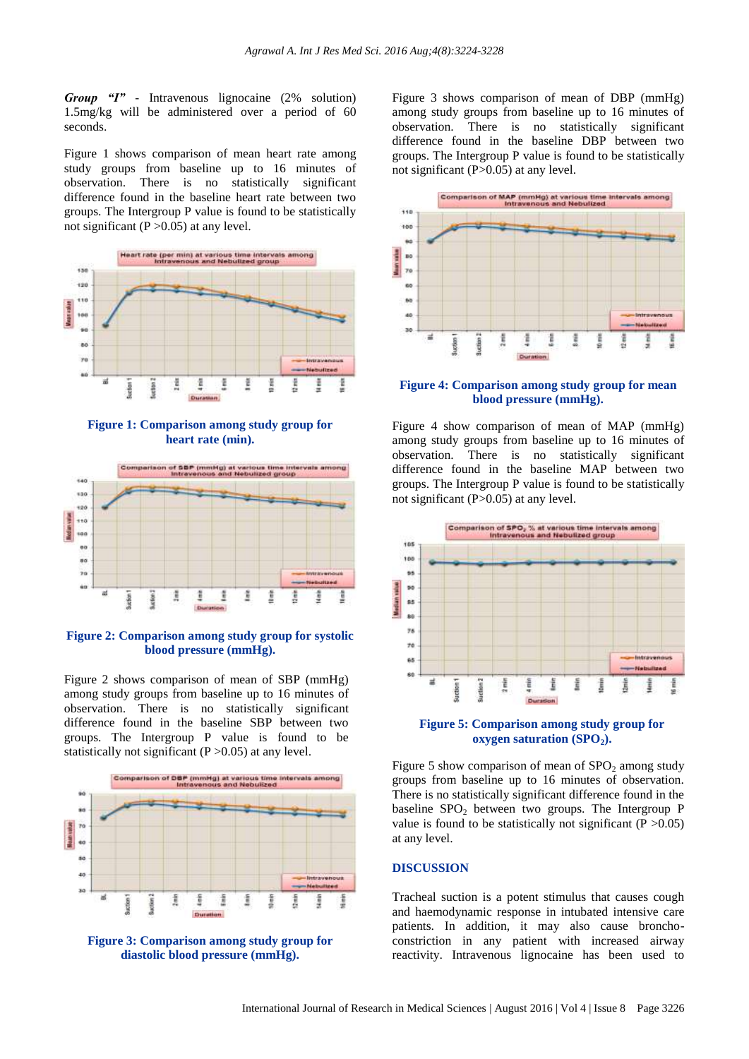***Group "I"*** - Intravenous lignocaine (2% solution) 1.5mg/kg will be administered over a period of 60 seconds.

Figure 1 shows comparison of mean heart rate among study groups from baseline up to 16 minutes of observation. There is no statistically significant difference found in the baseline heart rate between two groups. The Intergroup P value is found to be statistically not significant (P >0.05) at any level.

**Figure 1: Comparison among study group for heart rate (min).**

**Figure 2: Comparison among study group for systolic blood pressure (mmHg).**

Figure 2 shows comparison of mean of SBP (mmHg) among study groups from baseline up to 16 minutes of observation. There is no statistically significant difference found in the baseline SBP between two groups. The Intergroup P value is found to be statistically not significant (P >0.05) at any level.

**Figure 3: Comparison among study group for diastolic blood pressure (mmHg).**

Figure 3 shows comparison of mean of DBP (mmHg) among study groups from baseline up to 16 minutes of observation. There is no statistically significant difference found in the baseline DBP between two groups. The Intergroup P value is found to be statistically not significant (P>0.05) at any level.

**Figure 4: Comparison among study group for mean blood pressure (mmHg).**

Figure 4 show comparison of mean of MAP (mmHg) among study groups from baseline up to 16 minutes of observation. There is no statistically significant difference found in the baseline MAP between two groups. The Intergroup P value is found to be statistically not significant (P>0.05) at any level.

**Figure 5: Comparison among study group for oxygen saturation ($SPO_2$).**

Figure 5 show comparison of mean of $SPO_2$ among study groups from baseline up to 16 minutes of observation. There is no statistically significant difference found in the baseline $SPO_2$ between two groups. The Intergroup P value is found to be statistically not significant (P >0.05) at any level.

## DISCUSSION

Tracheal suction is a potent stimulus that causes cough and haemodynamic response in intubated intensive care patients. In addition, it may also cause broncho-constriction in any patient with increased airway reactivity. Intravenous lignocaine has been used to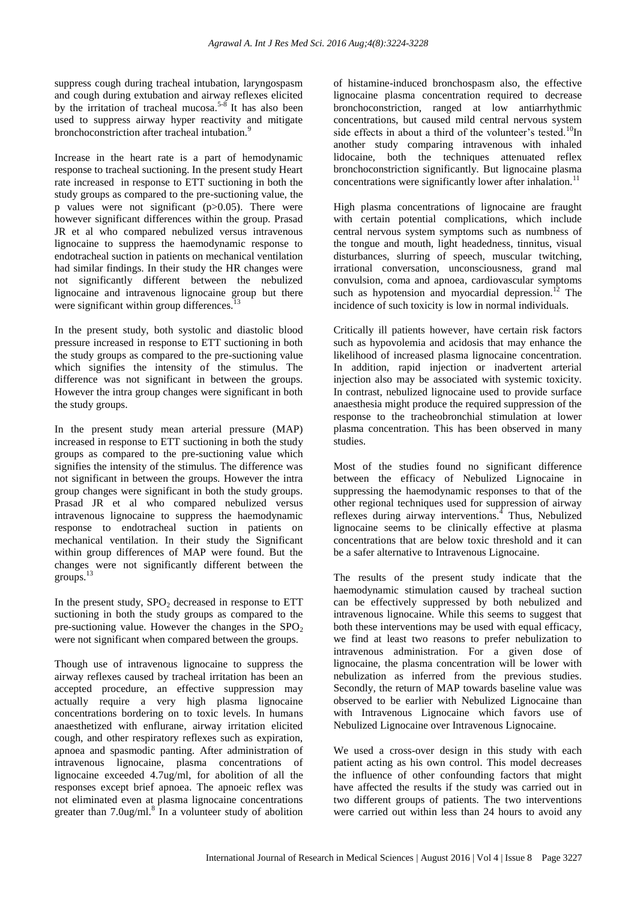suppress cough during tracheal intubation, laryngospasm and cough during extubation and airway reflexes elicited by the irritation of tracheal mucosa.[5-8] It has also been used to suppress airway hyper reactivity and mitigate bronchoconstriction after tracheal intubation.[9]

Increase in the heart rate is a part of hemodynamic response to tracheal sectioning. In the present study Heart rate increased in response to ETT suctioning in both the study groups as compared to the pre-suctioning value, the p values were not significant ($p>0.05$). There were however significant differences within the group. Prasad JR et al who compared nebulized versus intravenous lignocaine to suppress the haemodynamic response to endotracheal suction in patients on mechanical ventilation had similar findings. In their study the HR changes were not significantly different between the nebulized lignocaine and intravenous lignocaine group but there were significant within group differences.[13]

In the present study, both systolic and diastolic blood pressure increased in response to ETT suctioning in both the study groups as compared to the pre-suctioning value which signifies the intensity of the stimulus. The difference was not significant in between the groups. However the intra group changes were significant in both the study groups.

In the present study mean arterial pressure (MAP) increased in response to ETT suctioning in both the study groups as compared to the pre-suctioning value which signifies the intensity of the stimulus. The difference was not significant in between the groups. However the intra group changes were significant in both the study groups. Prasad JR et al who compared nebulized versus intravenous lignocaine to suppress the haemodynamic response to endotracheal suction in patients on mechanical ventilation. In their study the Significant within group differences of MAP were found. But the changes were not significantly different between the groups.[13]

In the present study, $SPO_2$ decreased in response to ETT suctioning in both the study groups as compared to the pre-suctioning value. However the changes in the $SPO_2$ were not significant when compared between the groups.

Though use of intravenous lignocaine to suppress the airway reflexes caused by tracheal irritation has been an accepted procedure, an effective suppression may actually require a very high plasma lignocaine concentrations bordering on to toxic levels. In humans anaesthetized with enflurane, airway irritation elicited cough, and other respiratory reflexes such as expiration, apnoea and spasmodic panting. After administration of intravenous lignocaine, plasma concentrations of lignocaine exceeded 4.7ug/ml, for abolition of all the responses except brief apnoea. The apnoeic reflex was not eliminated even at plasma lignocaine concentrations greater than 7.0ug/ml.[8] In a volunteer study of abolition of histamine-induced bronchospasm also, the effective lignocaine plasma concentration required to decrease bronchoconstriction, ranged at low antiarrhythmic concentrations, but caused mild central nervous system side effects in about a third of the volunteer's tested.[10] In another study comparing intravenous with inhaled lidocaine, both the techniques attenuated reflex bronchoconstriction significantly. But lignocaine plasma concentrations were significantly lower after inhalation.[11]

High plasma concentrations of lignocaine are fraught with certain potential complications, which include central nervous system symptoms such as numbness of the tongue and mouth, light headedness, tinnitus, visual disturbances, slurring of speech, muscular twitching, irrational conversation, unconsciousness, grand mal convulsion, coma and apnoea, cardiovascular symptoms such as hypotension and myocardial depression.[12] The incidence of such toxicity is low in normal individuals.

Critically ill patients however, have certain risk factors such as hypovolemia and acidosis that may enhance the likelihood of increased plasma lignocaine concentration. In addition, rapid injection or inadvertent arterial injection also may be associated with systemic toxicity. In contrast, nebulized lignocaine used to provide surface anaesthesia might produce the required suppression of the response to the tracheobronchial stimulation at lower plasma concentration. This has been observed in many studies.

Most of the studies found no significant difference between the efficacy of Nebulized Lignocaine in suppressing the haemodynamic responses to that of the other regional techniques used for suppression of airway reflexes during airway interventions.[4] Thus, Nebulized lignocaine seems to be clinically effective at plasma concentrations that are below toxic threshold and it can be a safer alternative to Intravenous Lignocaine.

The results of the present study indicate that the haemodynamic stimulation caused by tracheal suction can be effectively suppressed by both nebulized and intravenous lignocaine. While this seems to suggest that both these interventions may be used with equal efficacy, we find at least two reasons to prefer nebulization to intravenous administration. For a given dose of lignocaine, the plasma concentration will be lower with nebulization as inferred from the previous studies. Secondly, the return of MAP towards baseline value was observed to be earlier with Nebulized Lignocaine than with Intravenous Lignocaine which favors use of Nebulized Lignocaine over Intravenous Lignocaine.

We used a cross-over design in this study with each patient acting as his own control. This model decreases the influence of other confounding factors that might have affected the results if the study was carried out in two different groups of patients. The two interventions were carried out within less than 24 hours to avoid any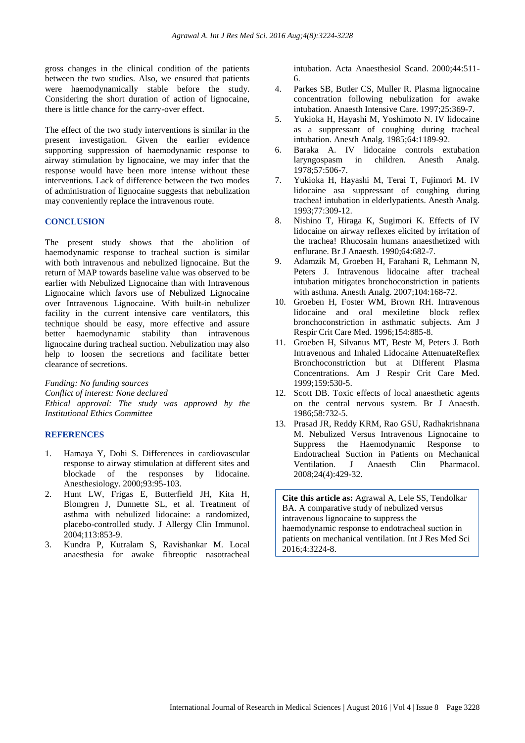gross changes in the clinical condition of the patients between the two studies. Also, we ensured that patients were haemodynamically stable before the study. Considering the short duration of action of lignocaine, there is little chance for the carry-over effect.

The effect of the two study interventions is similar in the present investigation. Given the earlier evidence supporting suppression of haemodynamic response to airway stimulation by lignocaine, we may infer that the response would have been more intense without these interventions. Lack of difference between the two modes of administration of lignocaine suggests that nebulization may conveniently replace the intravenous route.

## CONCLUSION

The present study shows that the abolition of haemodynamic response to tracheal suction is similar with both intravenous and nebulized lignocaine. But the return of MAP towards baseline value was observed to be earlier with Nebulized Lignocaine than with Intravenous Lignocaine which favors use of Nebulized Lignocaine over Intravenous Lignocaine. With built-in nebulizer facility in the current intensive care ventilators, this technique should be easy, more effective and assure better haemodynamic stability than intravenous lignocaine during tracheal suction. Nebulization may also help to loosen the secretions and facilitate better clearance of secretions.

*Funding: No funding sources*
*Conflict of interest: None declared*
*Ethical approval: The study was approved by the Institutional Ethics Committee*

## REFERENCES

1. Hamaya Y, Dohi S. Differences in cardiovascular response to airway stimulation at different sites and blockade of the responses by lidocaine. Anesthesiology. 2000;93:95-103.
2. Hunt LW, Frigas E, Butterfield JH, Kita H, Blomgren J, Dunnette SL, et al. Treatment of asthma with nebulized lidocaine: a randomized, placebo-controlled study. J Allergy Clin Immunol. 2004;113:853-9.
3. Kundra P, Kutralam S, Ravishankar M. Local anaesthesia for awake fibreoptic nasotracheal intubation. Acta Anaesthesiol Scand. 2000;44:511-6.
4. Parkes SB, Butler CS, Muller R. Plasma lignocaine concentration following nebulization for awake intubation. Anaesth Intensive Care. 1997;25:369-7.
5. Yukioka H, Hayashi M, Yoshimoto N. IV lidocaine as a suppressant of coughing during tracheal intubation. Anesth Analg. 1985;64:1189-92.
6. Baraka A. IV lidocaine controls extubation laryngospasm in children. Anesth Analg. 1978;57:506-7.
7. Yukioka H, Hayashi M, Terai T, Fujimori M. IV lidocaine asa suppressant of coughing during trachea! intubation in elderlypatients. Anesth Analg. 1993;77:309-12.
8. Nishino T, Hiraga K, Sugimori K. Effects of IV lidocaine on airway reflexes elicited by irritation of the trachea! Rhucosain humans anaesthetized with enflurane. Br J Anaesth. 1990;64:682-7.
9. Adamzik M, Groeben H, Farahani R, Lehmann N, Peters J. Intravenous lidocaine after tracheal intubation mitigates bronchoconstriction in patients with asthma. Anesth Analg. 2007;104:168-72.
10. Groeben H, Foster WM, Brown RH. Intravenous lidocaine and oral mexiletine block reflex bronchoconstriction in asthmatic subjects. Am J Respir Crit Care Med. 1996;154:885-8.
11. Groeben H, Silvanus MT, Beste M, Peters J. Both Intravenous and Inhaled Lidocaine AttenuateReflex Bronchoconstriction but at Different Plasma Concentrations. Am J Respir Crit Care Med. 1999;159:530-5.
12. Scott DB. Toxic effects of local anaesthetic agents on the central nervous system. Br J Anaesth. 1986;58:732-5.
13. Prasad JR, Reddy KRM, Rao GSU, Radhakrishnana M. Nebulized Versus Intravenous Lignocaine to Suppress the Haemodynamic Response to Endotracheal Suction in Patients on Mechanical Ventilation. J Anaesth Clin Pharmacol. 2008;24(4):429-32.

**Cite this article as:** Agrawal A, Lele SS, Tendolkar BA. A comparative study of nebulized versus intravenous lignocaine to suppress the haemodynamic response to endotracheal suction in patients on mechanical ventilation. Int J Res Med Sci 2016;4:3224-8.